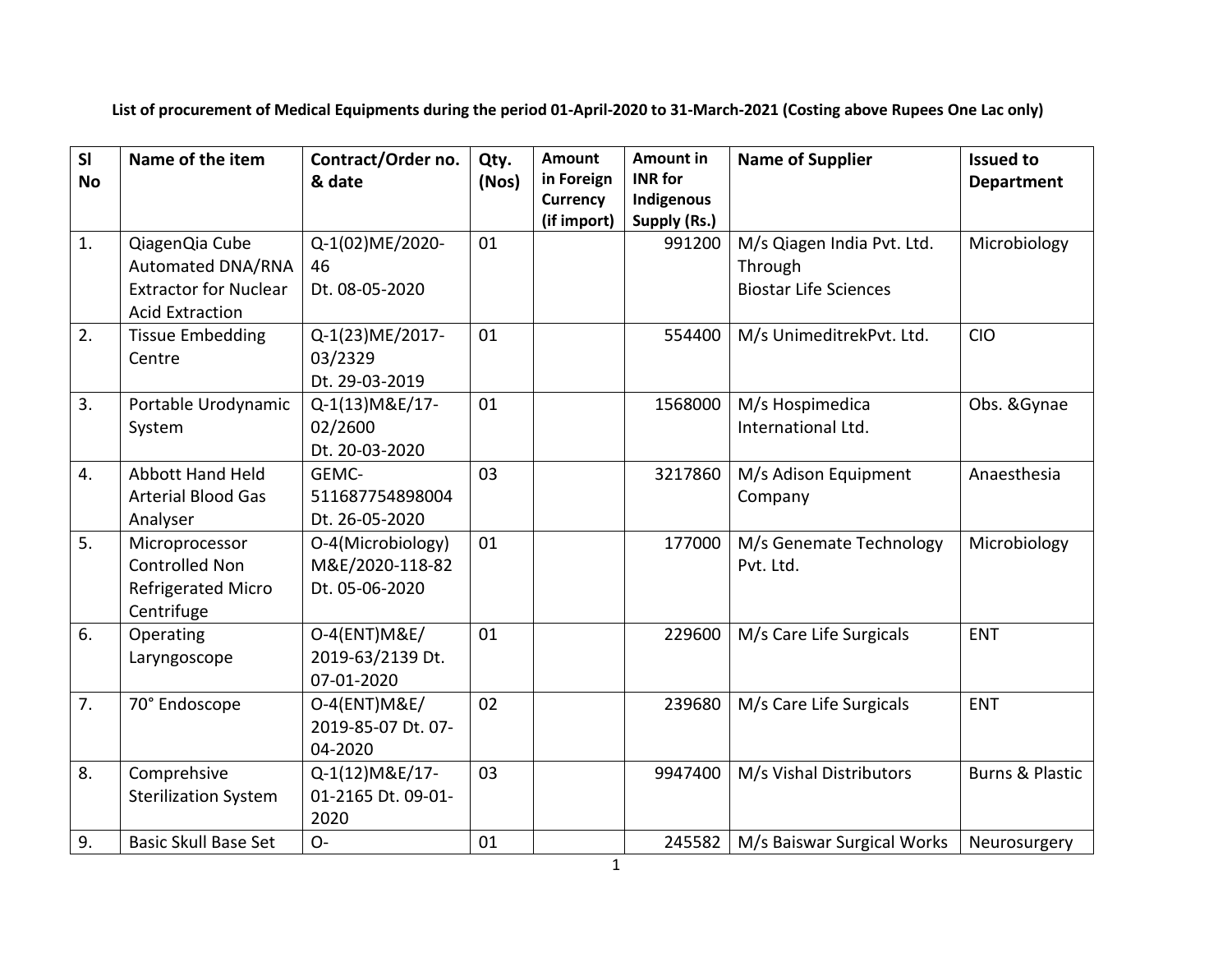**List of procurement of Medical Equipments during the period 01-April-2020 to 31-March-2021 (Costing above Rupees One Lac only)**

| Sl No | Name of the item | Contract/Order no. & date | Qty. (Nos) | Amount in Foreign Currency (if import) | Amount in INR for Indigenous Supply (Rs.) | Name of Supplier | Issued to Department |
|---|---|---|---|---|---|---|---|
| 1. | QiagenQia Cube Automated DNA/RNA Extractor for Nuclear Acid Extraction | Q-1(02)ME/2020-46 Dt. 08-05-2020 | 01 | | 991200 | M/s Qiagen India Pvt. Ltd. Through Biostar Life Sciences | Microbiology |
| 2. | Tissue Embedding Centre | Q-1(23)ME/2017-03/2329 Dt. 29-03-2019 | 01 | | 554400 | M/s UnimeditrekPvt. Ltd. | CIO |
| 3. | Portable Urodynamic System | Q-1(13)M&E/17-02/2600 Dt. 20-03-2020 | 01 | | 1568000 | M/s Hospimedica International Ltd. | Obs. &Gynae |
| 4. | Abbott Hand Held Arterial Blood Gas Analyser | GEMC-511687754898004 Dt. 26-05-2020 | 03 | | 3217860 | M/s Adison Equipment Company | Anaesthesia |
| 5. | Microprocessor Controlled Non Refrigerated Micro Centrifuge | O-4(Microbiology) M&E/2020-118-82 Dt. 05-06-2020 | 01 | | 177000 | M/s Genemate Technology Pvt. Ltd. | Microbiology |
| 6. | Operating Laryngoscope | O-4(ENT)M&E/ 2019-63/2139 Dt. 07-01-2020 | 01 | | 229600 | M/s Care Life Surgicals | ENT |
| 7. | 70° Endoscope | O-4(ENT)M&E/ 2019-85-07 Dt. 07-04-2020 | 02 | | 239680 | M/s Care Life Surgicals | ENT |
| 8. | Comprehsive Sterilization System | Q-1(12)M&E/17-01-2165 Dt. 09-01-2020 | 03 | | 9947400 | M/s Vishal Distributors | Burns & Plastic |
| 9. | Basic Skull Base Set | O- | 01 | | 245582 | M/s Baiswar Surgical Works | Neurosurgery |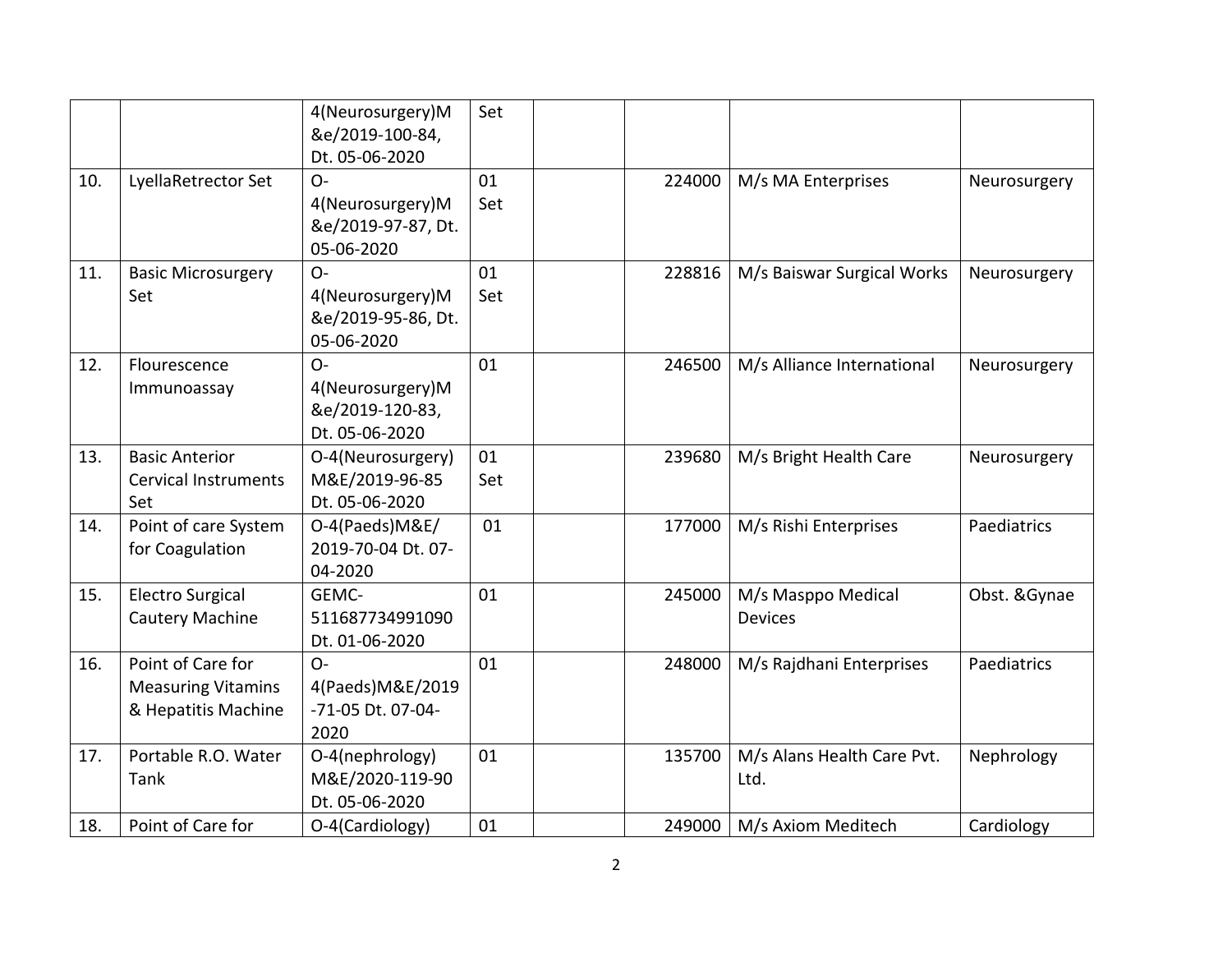| | | | | | | | |
|---|---|---|---|---|---|---|---|
| | | 4(Neurosurgery)M &e/2019-100-84, Dt. 05-06-2020 | Set | | | | |
| 10. | LyellaRetrector Set | O-4(Neurosurgery)M &e/2019-97-87, Dt. 05-06-2020 | 01 Set | | 224000 | M/s MA Enterprises | Neurosurgery |
| 11. | Basic Microsurgery Set | O-4(Neurosurgery)M &e/2019-95-86, Dt. 05-06-2020 | 01 Set | | 228816 | M/s Baiswar Surgical Works | Neurosurgery |
| 12. | Flourescence Immunoassay | O-4(Neurosurgery)M &e/2019-120-83, Dt. 05-06-2020 | 01 | | 246500 | M/s Alliance International | Neurosurgery |
| 13. | Basic Anterior Cervical Instruments Set | O-4(Neurosurgery) M&E/2019-96-85 Dt. 05-06-2020 | 01 Set | | 239680 | M/s Bright Health Care | Neurosurgery |
| 14. | Point of care System for Coagulation | O-4(Paeds)M&E/ 2019-70-04 Dt. 07-04-2020 | 01 | | 177000 | M/s Rishi Enterprises | Paediatrics |
| 15. | Electro Surgical Cautery Machine | GEMC-511687734991090 Dt. 01-06-2020 | 01 | | 245000 | M/s Masppo Medical Devices | Obst. &Gynae |
| 16. | Point of Care for Measuring Vitamins & Hepatitis Machine | O-4(Paeds)M&E/2019-71-05 Dt. 07-04-2020 | 01 | | 248000 | M/s Rajdhani Enterprises | Paediatrics |
| 17. | Portable R.O. Water Tank | O-4(nephrology) M&E/2020-119-90 Dt. 05-06-2020 | 01 | | 135700 | M/s Alans Health Care Pvt. Ltd. | Nephrology |
| 18. | Point of Care for | O-4(Cardiology) | 01 | | 249000 | M/s Axiom Meditech | Cardiology |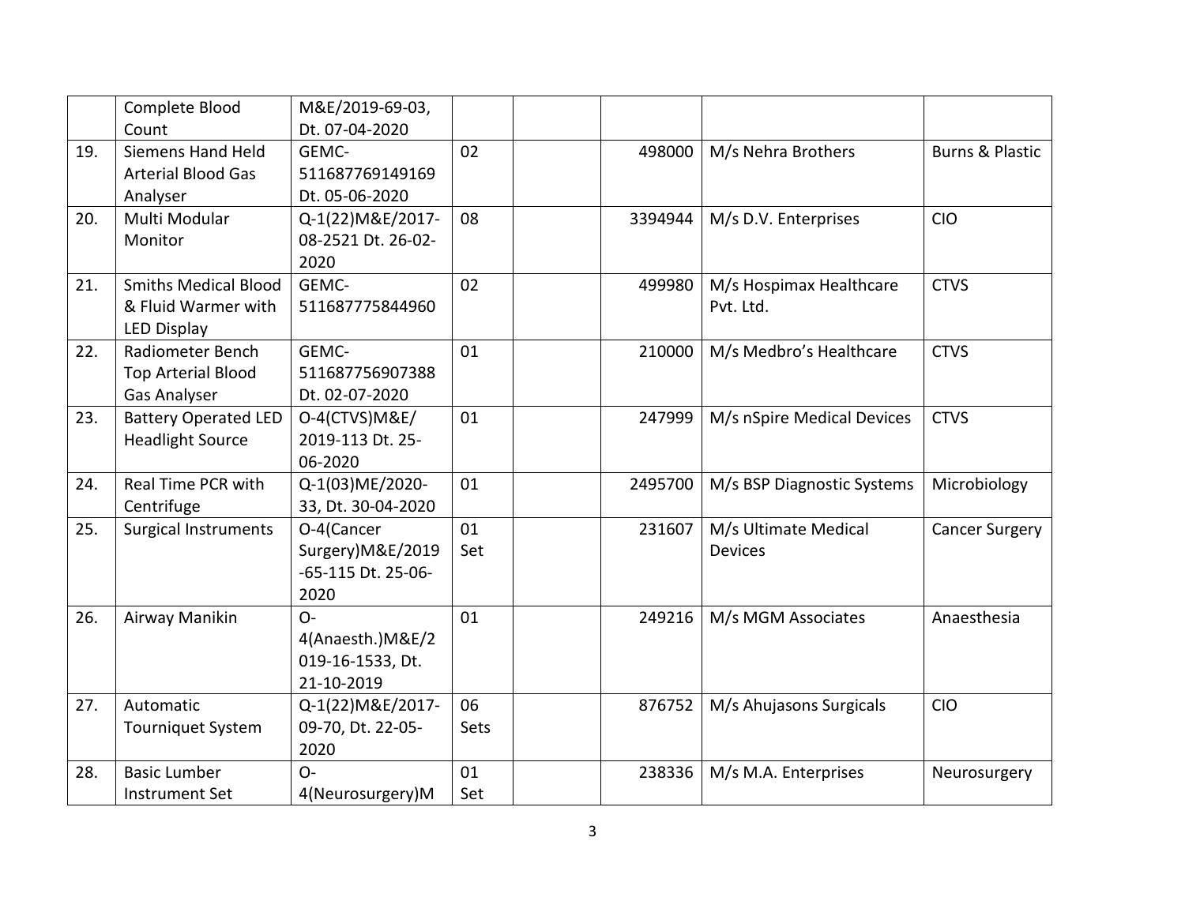| | | | | | | | |
|---|---|---|---|---|---|---|---|
| | Complete Blood Count | M&E/2019-69-03, Dt. 07-04-2020 | | | | | |
| 19. | Siemens Hand Held Arterial Blood Gas Analyser | GEMC-511687769149169 Dt. 05-06-2020 | 02 | | 498000 | M/s Nehra Brothers | Burns & Plastic |
| 20. | Multi Modular Monitor | Q-1(22)M&E/2017-08-2521 Dt. 26-02-2020 | 08 | | 3394944 | M/s D.V. Enterprises | CIO |
| 21. | Smiths Medical Blood & Fluid Warmer with LED Display | GEMC-511687775844960 | 02 | | 499980 | M/s Hospimax Healthcare Pvt. Ltd. | CTVS |
| 22. | Radiometer Bench Top Arterial Blood Gas Analyser | GEMC-511687756907388 Dt. 02-07-2020 | 01 | | 210000 | M/s Medbro's Healthcare | CTVS |
| 23. | Battery Operated LED Headlight Source | O-4(CTVS)M&E/2019-113 Dt. 25-06-2020 | 01 | | 247999 | M/s nSpire Medical Devices | CTVS |
| 24. | Real Time PCR with Centrifuge | Q-1(03)ME/2020-33, Dt. 30-04-2020 | 01 | | 2495700 | M/s BSP Diagnostic Systems | Microbiology |
| 25. | Surgical Instruments | O-4(Cancer Surgery)M&E/2019-65-115 Dt. 25-06-2020 | 01 Set | | 231607 | M/s Ultimate Medical Devices | Cancer Surgery |
| 26. | Airway Manikin | O-4(Anaesth.)M&E/2019-16-1533, Dt. 21-10-2019 | 01 | | 249216 | M/s MGM Associates | Anaesthesia |
| 27. | Automatic Tourniquet System | Q-1(22)M&E/2017-09-70, Dt. 22-05-2020 | 06 Sets | | 876752 | M/s Ahujasons Surgicals | CIO |
| 28. | Basic Lumber Instrument Set | O-4(Neurosurgery)M | 01 Set | | 238336 | M/s M.A. Enterprises | Neurosurgery |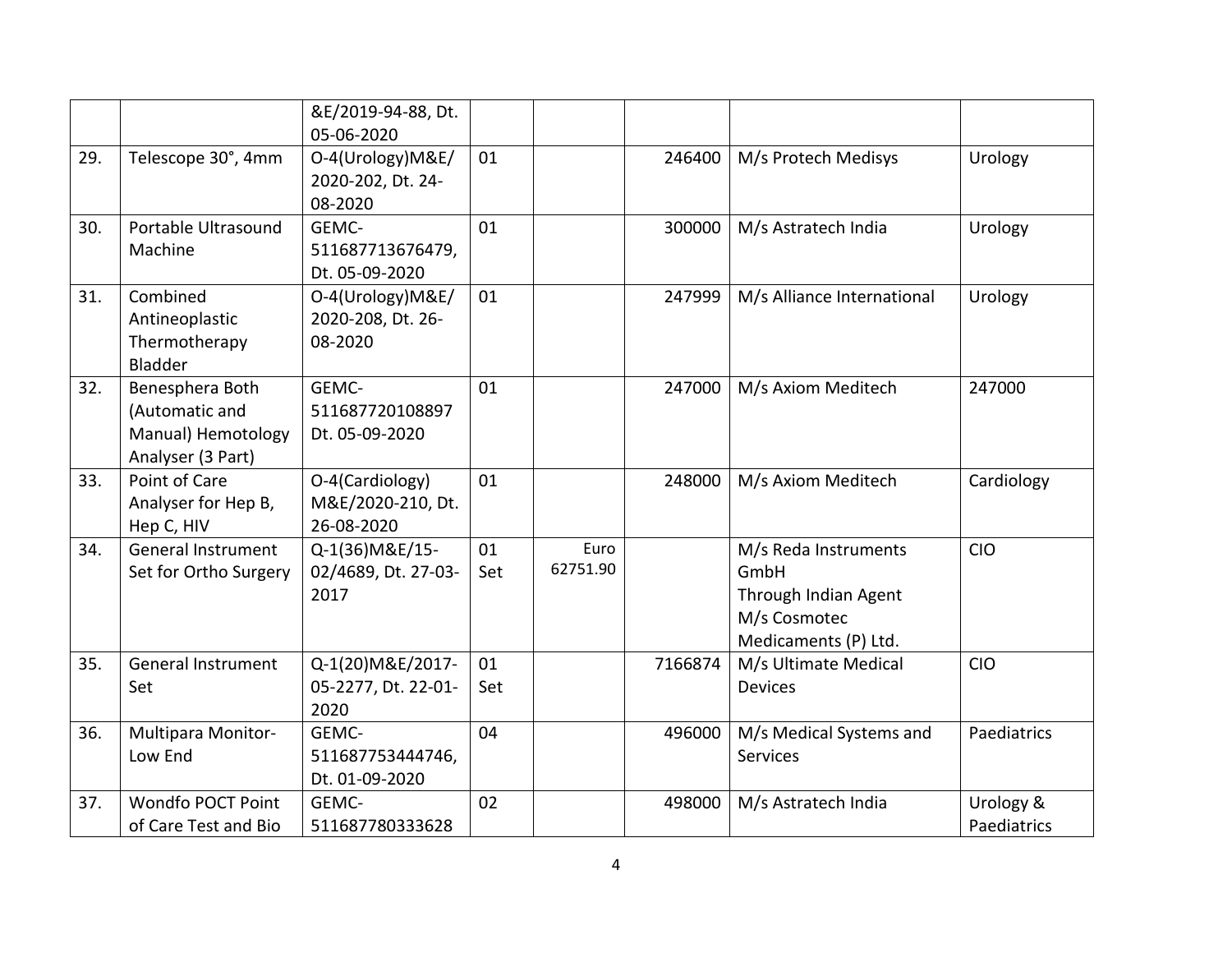|  |  | &E/2019-94-88, Dt. 05-06-2020 |  |  |  |  |  |
|---|---|---|---|---|---|---|---|
| 29. | Telescope 30°, 4mm | O-4(Urology)M&E/ 2020-202, Dt. 24-08-2020 | 01 |  | 246400 | M/s Protech Medisys | Urology |
| 30. | Portable Ultrasound Machine | GEMC-511687713676479, Dt. 05-09-2020 | 01 |  | 300000 | M/s Astratech India | Urology |
| 31. | Combined Antineoplastic Thermotherapy Bladder | O-4(Urology)M&E/ 2020-208, Dt. 26-08-2020 | 01 |  | 247999 | M/s Alliance International | Urology |
| 32. | Benesphera Both (Automatic and Manual) Hemotology Analyser (3 Part) | GEMC-511687720108897 Dt. 05-09-2020 | 01 |  | 247000 | M/s Axiom Meditech | 247000 |
| 33. | Point of Care Analyser for Hep B, Hep C, HIV | O-4(Cardiology) M&E/2020-210, Dt. 26-08-2020 | 01 |  | 248000 | M/s Axiom Meditech | Cardiology |
| 34. | General Instrument Set for Ortho Surgery | Q-1(36)M&E/15-02/4689, Dt. 27-03-2017 | 01 Set | Euro 62751.90 |  | M/s Reda Instruments GmbH Through Indian Agent M/s Cosmotec Medicaments (P) Ltd. | CIO |
| 35. | General Instrument Set | Q-1(20)M&E/2017-05-2277, Dt. 22-01-2020 | 01 Set |  | 7166874 | M/s Ultimate Medical Devices | CIO |
| 36. | Multipara Monitor- Low End | GEMC-511687753444746, Dt. 01-09-2020 | 04 |  | 496000 | M/s Medical Systems and Services | Paediatrics |
| 37. | Wondfo POCT Point of Care Test and Bio | GEMC-511687780333628 | 02 |  | 498000 | M/s Astratech India | Urology & Paediatrics |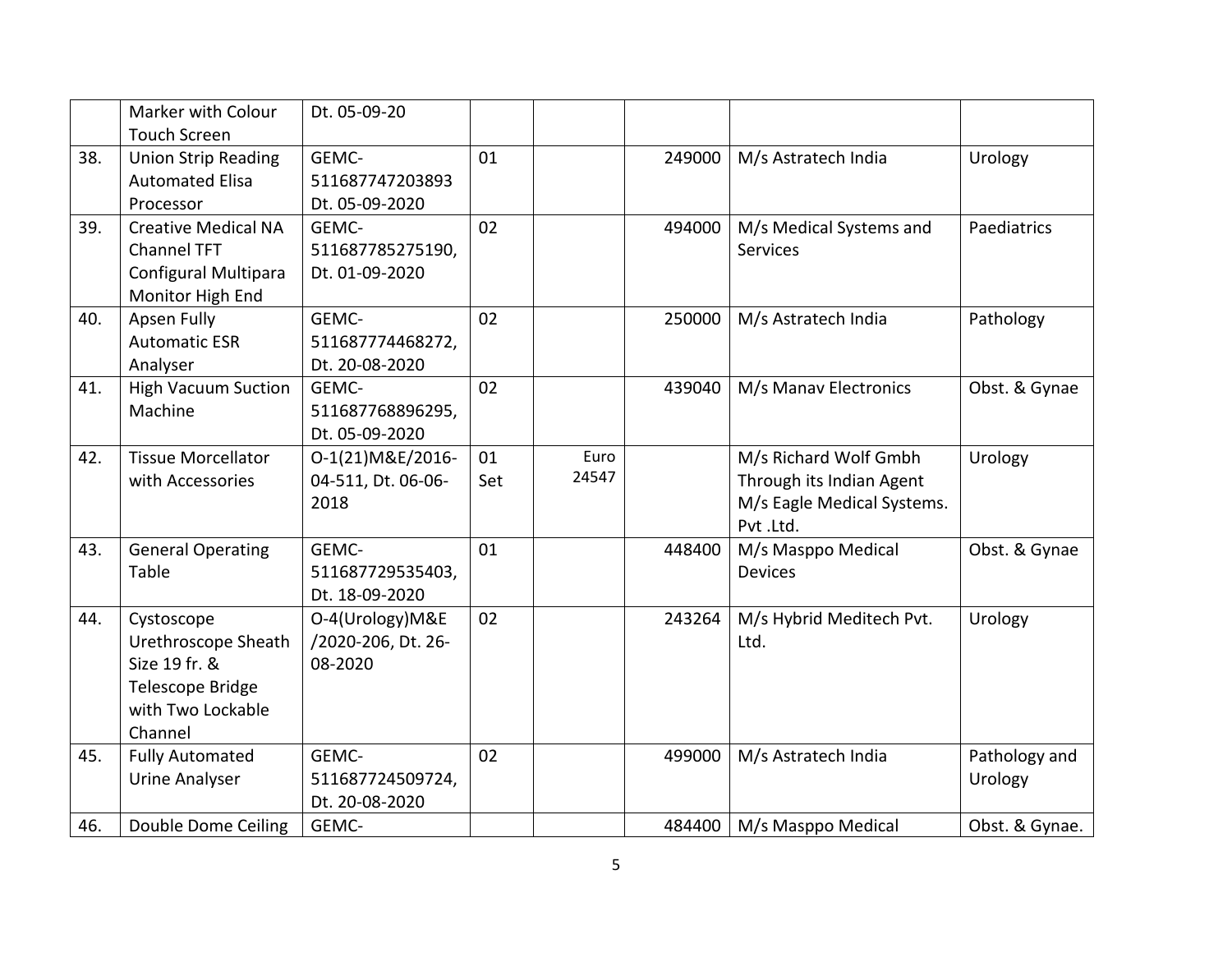|  |  |  |  |  |  |  |  |
|---|---|---|---|---|---|---|---|
|  | Marker with Colour Touch Screen | Dt. 05-09-20 |  |  |  |  |  |
| 38. | Union Strip Reading Automated Elisa Processor | GEMC-511687747203893 Dt. 05-09-2020 | 01 |  | 249000 | M/s Astratech India | Urology |
| 39. | Creative Medical NA Channel TFT Configural Multipara Monitor High End | GEMC-511687785275190, Dt. 01-09-2020 | 02 |  | 494000 | M/s Medical Systems and Services | Paediatrics |
| 40. | Apsen Fully Automatic ESR Analyser | GEMC-511687774468272, Dt. 20-08-2020 | 02 |  | 250000 | M/s Astratech India | Pathology |
| 41. | High Vacuum Suction Machine | GEMC-511687768896295, Dt. 05-09-2020 | 02 |  | 439040 | M/s Manav Electronics | Obst. & Gynae |
| 42. | Tissue Morcellator with Accessories | O-1(21)M&E/2016-04-511, Dt. 06-06-2018 | 01 Set | Euro 24547 |  | M/s Richard Wolf Gmbh Through its Indian Agent M/s Eagle Medical Systems. Pvt .Ltd. | Urology |
| 43. | General Operating Table | GEMC-511687729535403, Dt. 18-09-2020 | 01 |  | 448400 | M/s Masppo Medical Devices | Obst. & Gynae |
| 44. | Cystoscope Urethroscope Sheath Size 19 fr. & Telescope Bridge with Two Lockable Channel | O-4(Urology)M&E /2020-206, Dt. 26-08-2020 | 02 |  | 243264 | M/s Hybrid Meditech Pvt. Ltd. | Urology |
| 45. | Fully Automated Urine Analyser | GEMC-511687724509724, Dt. 20-08-2020 | 02 |  | 499000 | M/s Astratech India | Pathology and Urology |
| 46. | Double Dome Ceiling | GEMC- |  |  | 484400 | M/s Masppo Medical | Obst. & Gynae. |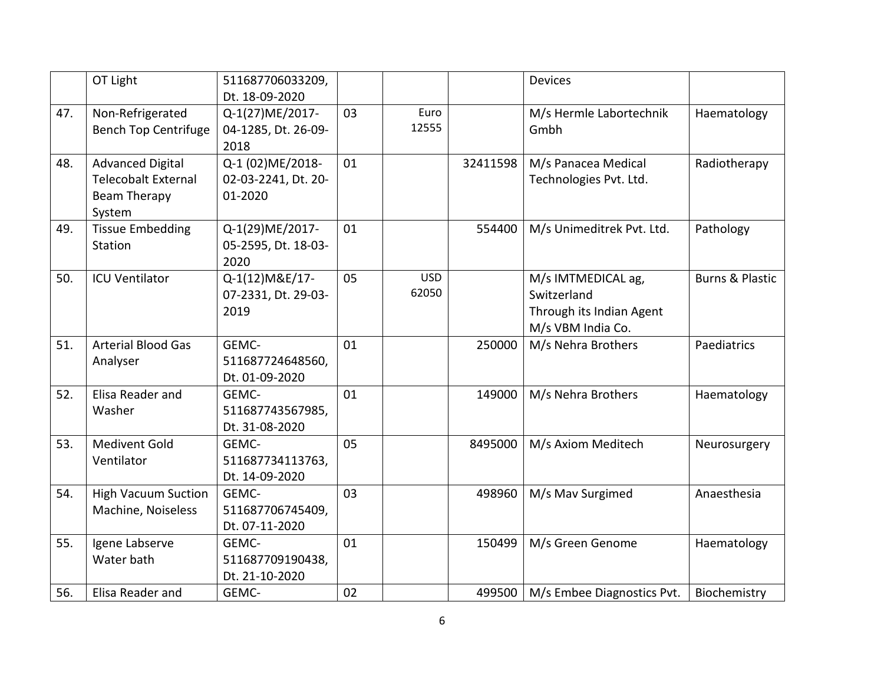| | | | | | | | |
|---|---|---|---|---|---|---|---|
| | OT Light | 511687706033209, Dt. 18-09-2020 | | | | Devices | |
| 47. | Non-Refrigerated Bench Top Centrifuge | Q-1(27)ME/2017-04-1285, Dt. 26-09-2018 | 03 | Euro 12555 | | M/s Hermle Labortechnik Gmbh | Haematology |
| 48. | Advanced Digital Telecobalt External Beam Therapy System | Q-1 (02)ME/2018-02-03-2241, Dt. 20-01-2020 | 01 | | 32411598 | M/s Panacea Medical Technologies Pvt. Ltd. | Radiotherapy |
| 49. | Tissue Embedding Station | Q-1(29)ME/2017-05-2595, Dt. 18-03-2020 | 01 | | 554400 | M/s Unimeditrek Pvt. Ltd. | Pathology |
| 50. | ICU Ventilator | Q-1(12)M&E/17-07-2331, Dt. 29-03-2019 | 05 | USD 62050 | | M/s IMTMEDICAL ag, Switzerland Through its Indian Agent M/s VBM India Co. | Burns & Plastic |
| 51. | Arterial Blood Gas Analyser | GEMC-511687724648560, Dt. 01-09-2020 | 01 | | 250000 | M/s Nehra Brothers | Paediatrics |
| 52. | Elisa Reader and Washer | GEMC-511687743567985, Dt. 31-08-2020 | 01 | | 149000 | M/s Nehra Brothers | Haematology |
| 53. | Medivent Gold Ventilator | GEMC-511687734113763, Dt. 14-09-2020 | 05 | | 8495000 | M/s Axiom Meditech | Neurosurgery |
| 54. | High Vacuum Suction Machine, Noiseless | GEMC-511687706745409, Dt. 07-11-2020 | 03 | | 498960 | M/s Mav Surgimed | Anaesthesia |
| 55. | Igene Labserve Water bath | GEMC-511687709190438, Dt. 21-10-2020 | 01 | | 150499 | M/s Green Genome | Haematology |
| 56. | Elisa Reader and | GEMC- | 02 | | 499500 | M/s Embee Diagnostics Pvt. | Biochemistry |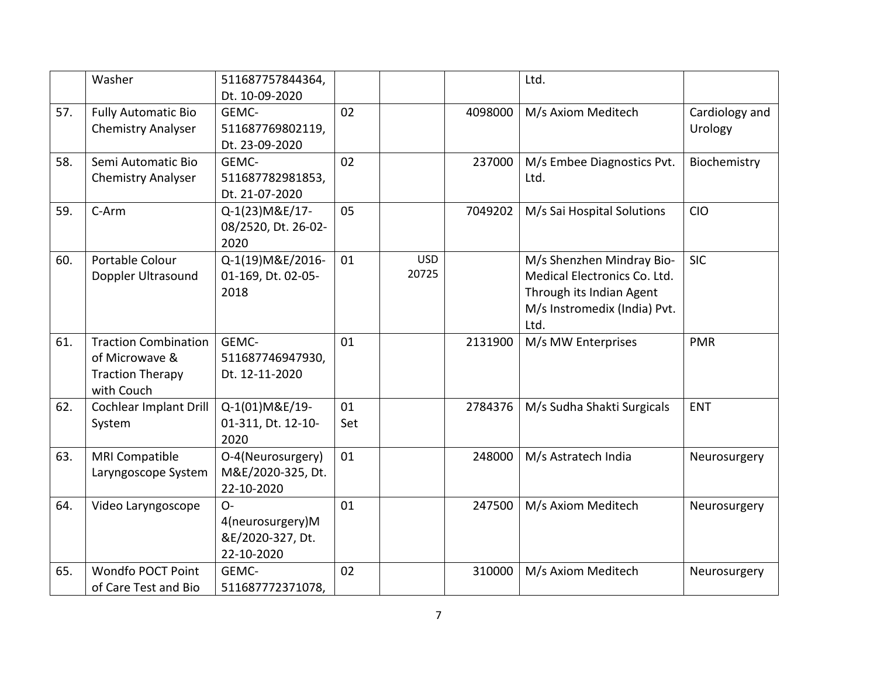|  | Washer | 511687757844364, Dt. 10-09-2020 |  |  |  | Ltd. |  |
|---|---|---|---|---|---|---|---|
| 57. | Fully Automatic Bio Chemistry Analyser | GEMC-511687769802119, Dt. 23-09-2020 | 02 |  | 4098000 | M/s Axiom Meditech | Cardiology and Urology |
| 58. | Semi Automatic Bio Chemistry Analyser | GEMC-511687782981853, Dt. 21-07-2020 | 02 |  | 237000 | M/s Embee Diagnostics Pvt. Ltd. | Biochemistry |
| 59. | C-Arm | Q-1(23)M&E/17-08/2520, Dt. 26-02-2020 | 05 |  | 7049202 | M/s Sai Hospital Solutions | CIO |
| 60. | Portable Colour Doppler Ultrasound | Q-1(19)M&E/2016-01-169, Dt. 02-05-2018 | 01 | USD 20725 |  | M/s Shenzhen Mindray Bio-Medical Electronics Co. Ltd. Through its Indian Agent M/s Instromedix (India) Pvt. Ltd. | SIC |
| 61. | Traction Combination of Microwave & Traction Therapy with Couch | GEMC-511687746947930, Dt. 12-11-2020 | 01 |  | 2131900 | M/s MW Enterprises | PMR |
| 62. | Cochlear Implant Drill System | Q-1(01)M&E/19-01-311, Dt. 12-10-2020 | 01 Set |  | 2784376 | M/s Sudha Shakti Surgicals | ENT |
| 63. | MRI Compatible Laryngoscope System | O-4(Neurosurgery) M&E/2020-325, Dt. 22-10-2020 | 01 |  | 248000 | M/s Astratech India | Neurosurgery |
| 64. | Video Laryngoscope | O-4(neurosurgery)M&E/2020-327, Dt. 22-10-2020 | 01 |  | 247500 | M/s Axiom Meditech | Neurosurgery |
| 65. | Wondfo POCT Point of Care Test and Bio | GEMC-511687772371078, | 02 |  | 310000 | M/s Axiom Meditech | Neurosurgery |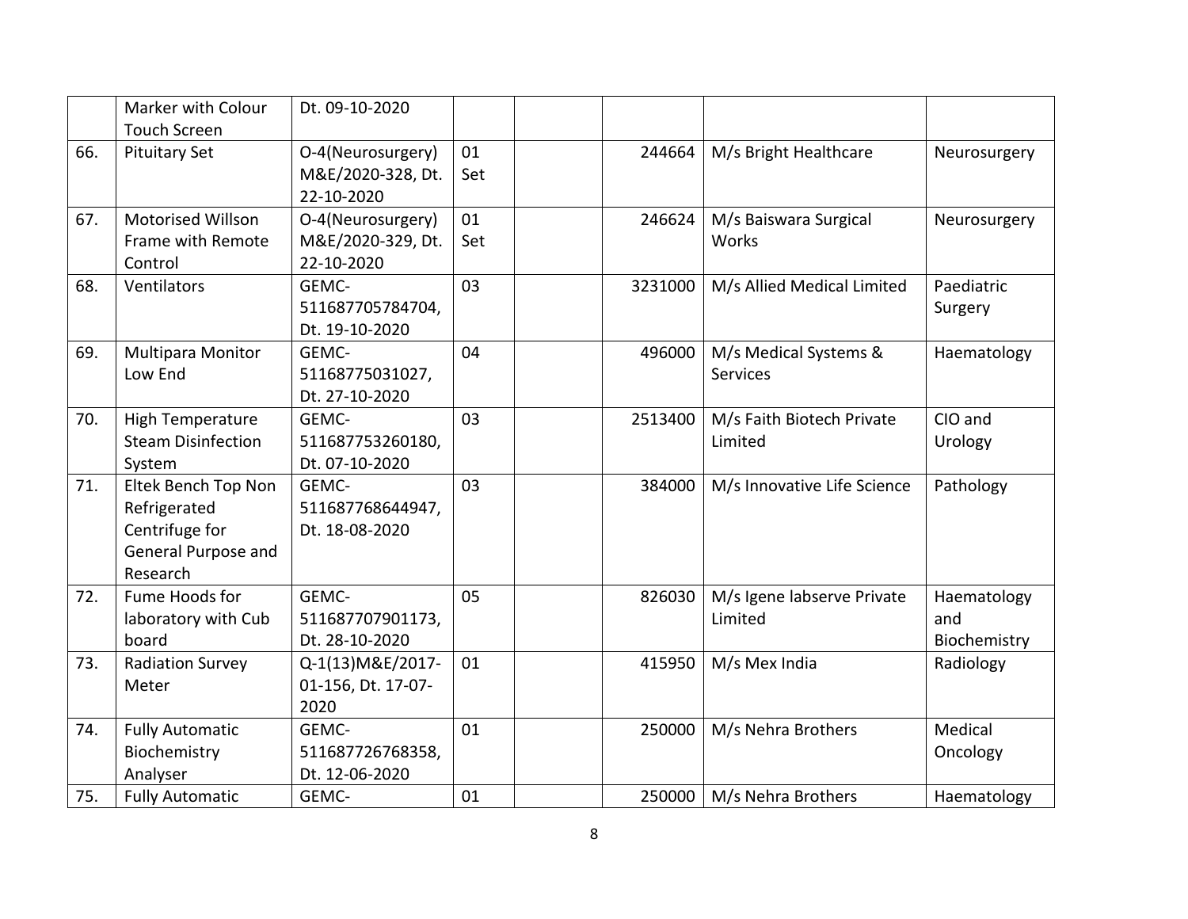| | | | | | | | |
|---|---|---|---|---|---|---|---|
| | Marker with Colour Touch Screen | Dt. 09-10-2020 | | | | | |
| 66. | Pituitary Set | O-4(Neurosurgery) M&E/2020-328, Dt. 22-10-2020 | 01 Set | | 244664 | M/s Bright Healthcare | Neurosurgery |
| 67. | Motorised Willson Frame with Remote Control | O-4(Neurosurgery) M&E/2020-329, Dt. 22-10-2020 | 01 Set | | 246624 | M/s Baiswara Surgical Works | Neurosurgery |
| 68. | Ventilators | GEMC-511687705784704, Dt. 19-10-2020 | 03 | | 3231000 | M/s Allied Medical Limited | Paediatric Surgery |
| 69. | Multipara Monitor Low End | GEMC-51168775031027, Dt. 27-10-2020 | 04 | | 496000 | M/s Medical Systems & Services | Haematology |
| 70. | High Temperature Steam Disinfection System | GEMC-511687753260180, Dt. 07-10-2020 | 03 | | 2513400 | M/s Faith Biotech Private Limited | CIO and Urology |
| 71. | Eltek Bench Top Non Refrigerated Centrifuge for General Purpose and Research | GEMC-511687768644947, Dt. 18-08-2020 | 03 | | 384000 | M/s Innovative Life Science | Pathology |
| 72. | Fume Hoods for laboratory with Cub board | GEMC-511687707901173, Dt. 28-10-2020 | 05 | | 826030 | M/s Igene labserve Private Limited | Haematology and Biochemistry |
| 73. | Radiation Survey Meter | Q-1(13)M&E/2017-01-156, Dt. 17-07-2020 | 01 | | 415950 | M/s Mex India | Radiology |
| 74. | Fully Automatic Biochemistry Analyser | GEMC-511687726768358, Dt. 12-06-2020 | 01 | | 250000 | M/s Nehra Brothers | Medical Oncology |
| 75. | Fully Automatic | GEMC- | 01 | | 250000 | M/s Nehra Brothers | Haematology |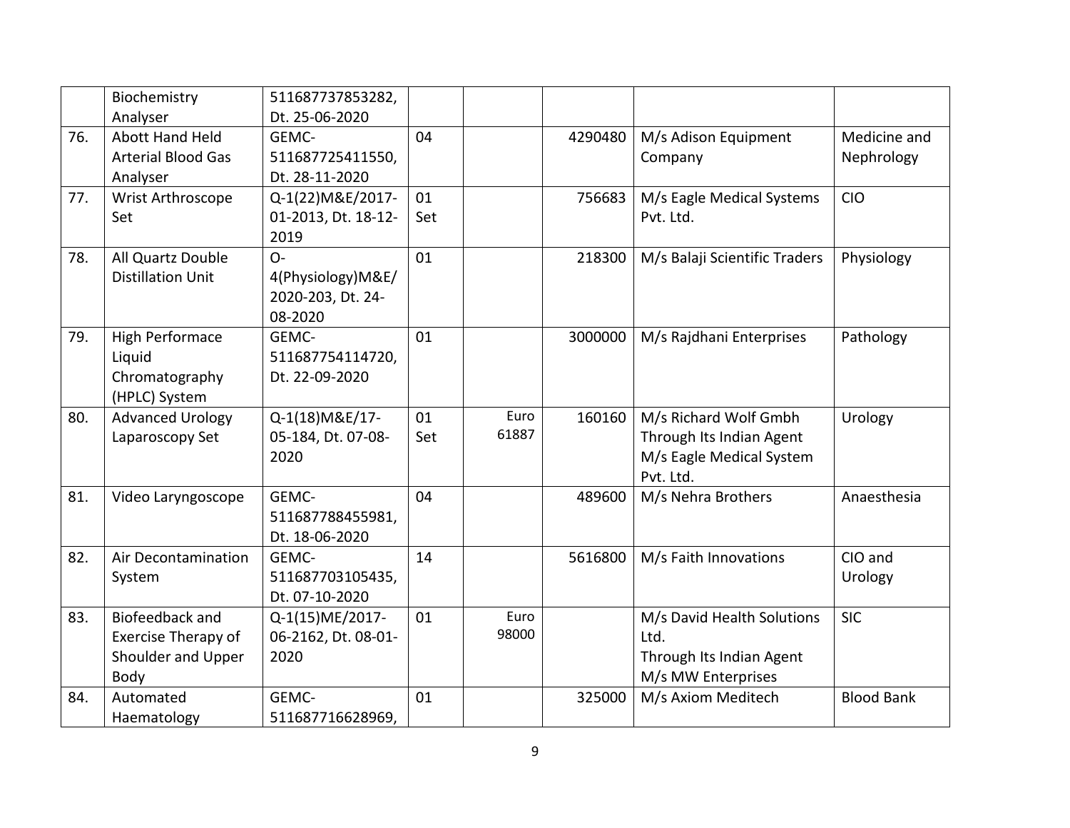| | | | | | | | |
|---|---|---|---|---|---|---|---|
| | Biochemistry Analyser | 511687737853282, Dt. 25-06-2020 | | | | | |
| 76. | Abott Hand Held Arterial Blood Gas Analyser | GEMC-511687725411550, Dt. 28-11-2020 | 04 | | 4290480 | M/s Adison Equipment Company | Medicine and Nephrology |
| 77. | Wrist Arthroscope Set | Q-1(22)M&E/2017-01-2013, Dt. 18-12-2019 | 01 Set | | 756683 | M/s Eagle Medical Systems Pvt. Ltd. | CIO |
| 78. | All Quartz Double Distillation Unit | O-4(Physiology)M&E/2020-203, Dt. 24-08-2020 | 01 | | 218300 | M/s Balaji Scientific Traders | Physiology |
| 79. | High Performace Liquid Chromatography (HPLC) System | GEMC-511687754114720, Dt. 22-09-2020 | 01 | | 3000000 | M/s Rajdhani Enterprises | Pathology |
| 80. | Advanced Urology Laparoscopy Set | Q-1(18)M&E/17-05-184, Dt. 07-08-2020 | 01 Set | Euro 61887 | 160160 | M/s Richard Wolf Gmbh Through Its Indian Agent M/s Eagle Medical System Pvt. Ltd. | Urology |
| 81. | Video Laryngoscope | GEMC-511687788455981, Dt. 18-06-2020 | 04 | | 489600 | M/s Nehra Brothers | Anaesthesia |
| 82. | Air Decontamination System | GEMC-511687703105435, Dt. 07-10-2020 | 14 | | 5616800 | M/s Faith Innovations | CIO and Urology |
| 83. | Biofeedback and Exercise Therapy of Shoulder and Upper Body | Q-1(15)ME/2017-06-2162, Dt. 08-01-2020 | 01 | Euro 98000 | | M/s David Health Solutions Ltd. Through Its Indian Agent M/s MW Enterprises | SIC |
| 84. | Automated Haematology | GEMC-511687716628969, | 01 | | 325000 | M/s Axiom Meditech | Blood Bank |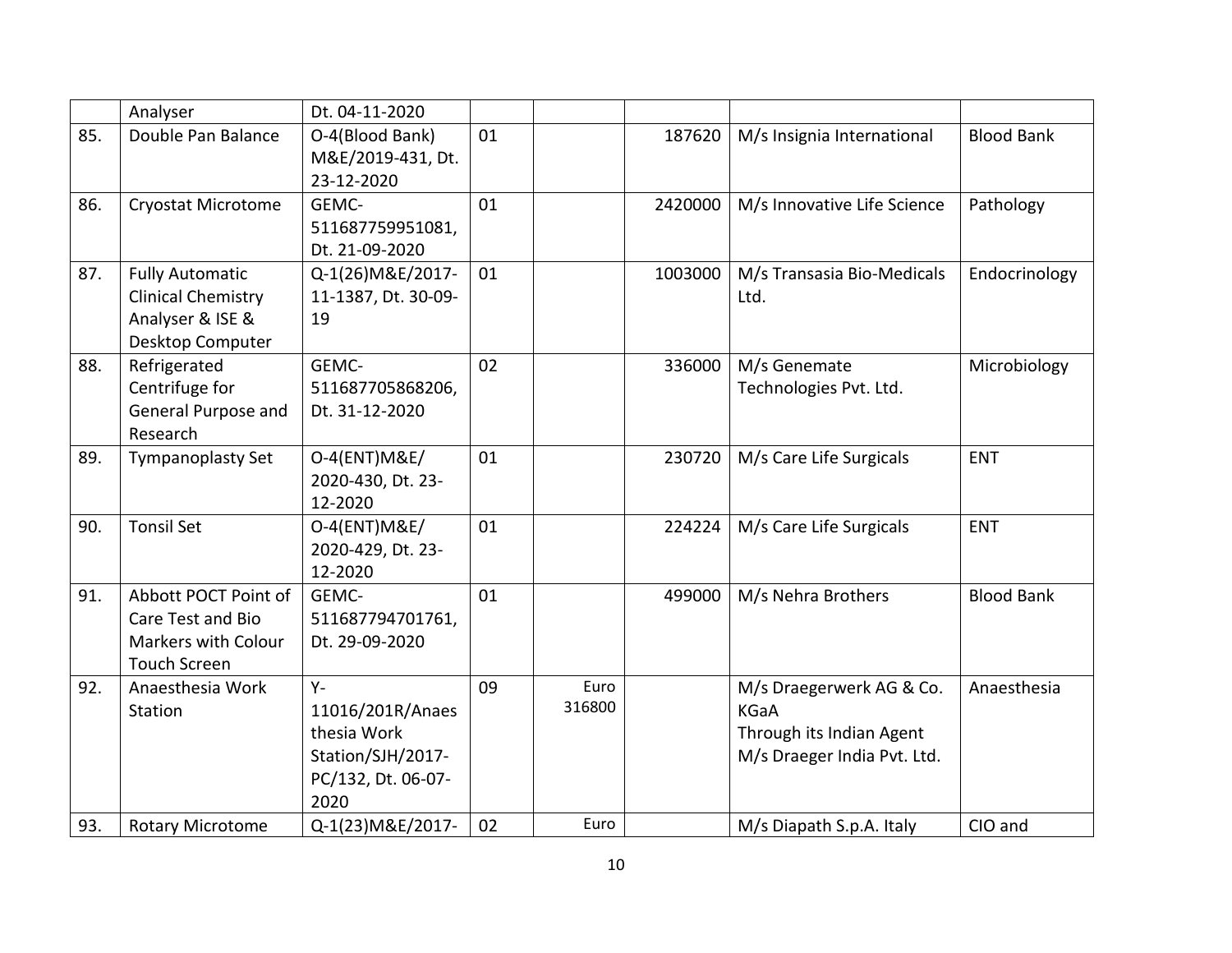|  |  |  |  |  |  |  |  |
|---|---|---|---|---|---|---|---|
|  | Analyser | Dt. 04-11-2020 |  |  |  |  |  |
| 85. | Double Pan Balance | O-4(Blood Bank) M&E/2019-431, Dt. 23-12-2020 | 01 |  | 187620 | M/s Insignia International | Blood Bank |
| 86. | Cryostat Microtome | GEMC-511687759951081, Dt. 21-09-2020 | 01 |  | 2420000 | M/s Innovative Life Science | Pathology |
| 87. | Fully Automatic Clinical Chemistry Analyser & ISE & Desktop Computer | Q-1(26)M&E/2017-11-1387, Dt. 30-09-19 | 01 |  | 1003000 | M/s Transasia Bio-Medicals Ltd. | Endocrinology |
| 88. | Refrigerated Centrifuge for General Purpose and Research | GEMC-511687705868206, Dt. 31-12-2020 | 02 |  | 336000 | M/s Genemate Technologies Pvt. Ltd. | Microbiology |
| 89. | Tympanoplasty Set | O-4(ENT)M&E/ 2020-430, Dt. 23-12-2020 | 01 |  | 230720 | M/s Care Life Surgicals | ENT |
| 90. | Tonsil Set | O-4(ENT)M&E/ 2020-429, Dt. 23-12-2020 | 01 |  | 224224 | M/s Care Life Surgicals | ENT |
| 91. | Abbott POCT Point of Care Test and Bio Markers with Colour Touch Screen | GEMC-511687794701761, Dt. 29-09-2020 | 01 |  | 499000 | M/s Nehra Brothers | Blood Bank |
| 92. | Anaesthesia Work Station | Y-11016/201R/Anaesthesia Work Station/SJH/2017-PC/132, Dt. 06-07-2020 | 09 | Euro 316800 |  | M/s Draegerwerk AG & Co. KGaA Through its Indian Agent M/s Draeger India Pvt. Ltd. | Anaesthesia |
| 93. | Rotary Microtome | Q-1(23)M&E/2017- | 02 | Euro |  | M/s Diapath S.p.A. Italy | CIO and |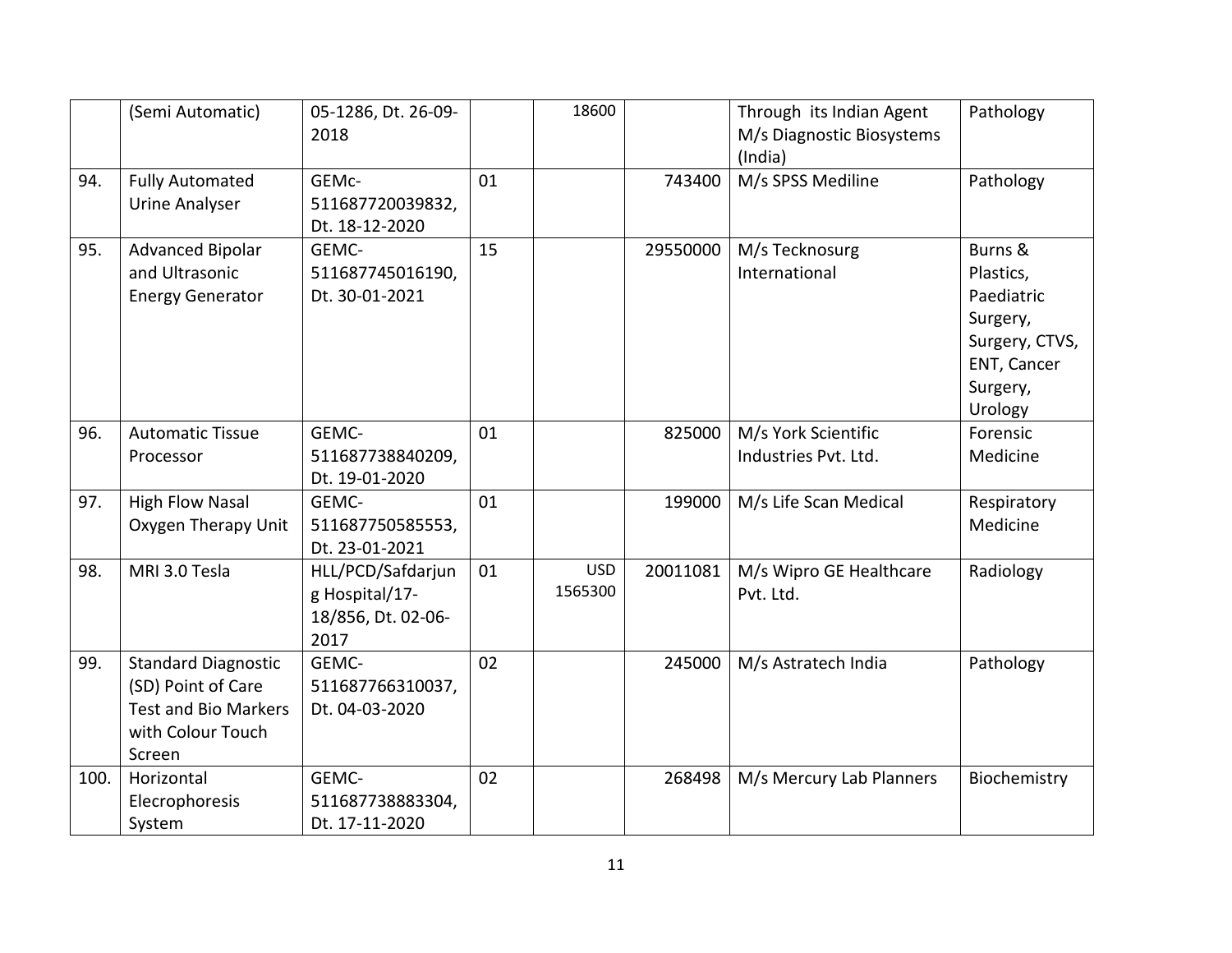| | | | | | | | |
|---|---|---|---|---|---|---|---|
| | (Semi Automatic) | 05-1286, Dt. 26-09-2018 | | 18600 | | Through its Indian Agent M/s Diagnostic Biosystems (India) | Pathology |
| 94. | Fully Automated Urine Analyser | GEMc-511687720039832, Dt. 18-12-2020 | 01 | | 743400 | M/s SPSS Mediline | Pathology |
| 95. | Advanced Bipolar and Ultrasonic Energy Generator | GEMC-511687745016190, Dt. 30-01-2021 | 15 | | 29550000 | M/s Tecknosurg International | Burns & Plastics, Paediatric Surgery, Surgery, CTVS, ENT, Cancer Surgery, Urology |
| 96. | Automatic Tissue Processor | GEMC-511687738840209, Dt. 19-01-2020 | 01 | | 825000 | M/s York Scientific Industries Pvt. Ltd. | Forensic Medicine |
| 97. | High Flow Nasal Oxygen Therapy Unit | GEMC-511687750585553, Dt. 23-01-2021 | 01 | | 199000 | M/s Life Scan Medical | Respiratory Medicine |
| 98. | MRI 3.0 Tesla | HLL/PCD/Safdarjung Hospital/17-18/856, Dt. 02-06-2017 | 01 | USD 1565300 | 20011081 | M/s Wipro GE Healthcare Pvt. Ltd. | Radiology |
| 99. | Standard Diagnostic (SD) Point of Care Test and Bio Markers with Colour Touch Screen | GEMC-511687766310037, Dt. 04-03-2020 | 02 | | 245000 | M/s Astratech India | Pathology |
| 100. | Horizontal Elecrophoresis System | GEMC-511687738883304, Dt. 17-11-2020 | 02 | | 268498 | M/s Mercury Lab Planners | Biochemistry |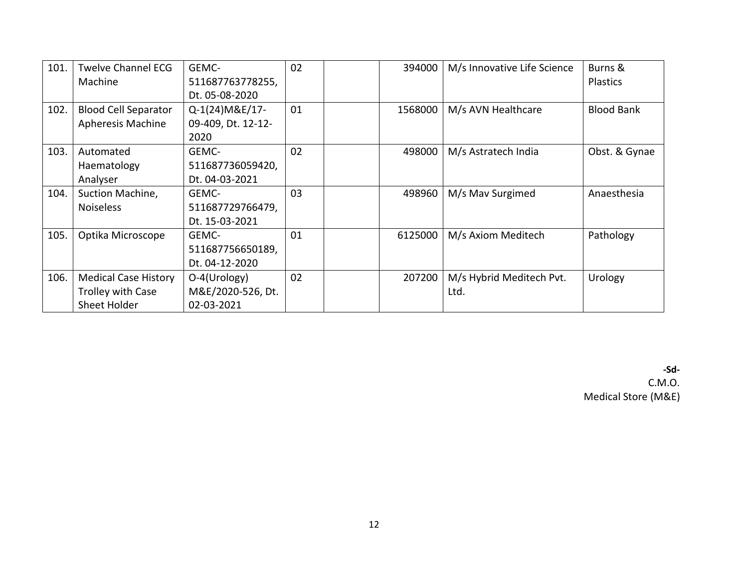| | | | | | | | |
|---|---|---|---|---|---|---|---|
| 101. | Twelve Channel ECG Machine | GEMC-511687763778255, Dt. 05-08-2020 | 02 | | 394000 | M/s Innovative Life Science | Burns & Plastics |
| 102. | Blood Cell Separator Apheresis Machine | Q-1(24)M&E/17-09-409, Dt. 12-12-2020 | 01 | | 1568000 | M/s AVN Healthcare | Blood Bank |
| 103. | Automated Haematology Analyser | GEMC-511687736059420, Dt. 04-03-2021 | 02 | | 498000 | M/s Astratech India | Obst. & Gynae |
| 104. | Suction Machine, Noiseless | GEMC-511687729766479, Dt. 15-03-2021 | 03 | | 498960 | M/s Mav Surgimed | Anaesthesia |
| 105. | Optika Microscope | GEMC-511687756650189, Dt. 04-12-2020 | 01 | | 6125000 | M/s Axiom Meditech | Pathology |
| 106. | Medical Case History Trolley with Case Sheet Holder | O-4(Urology) M&E/2020-526, Dt. 02-03-2021 | 02 | | 207200 | M/s Hybrid Meditech Pvt. Ltd. | Urology |

**-Sd-**
C.M.O.
Medical Store (M&E)